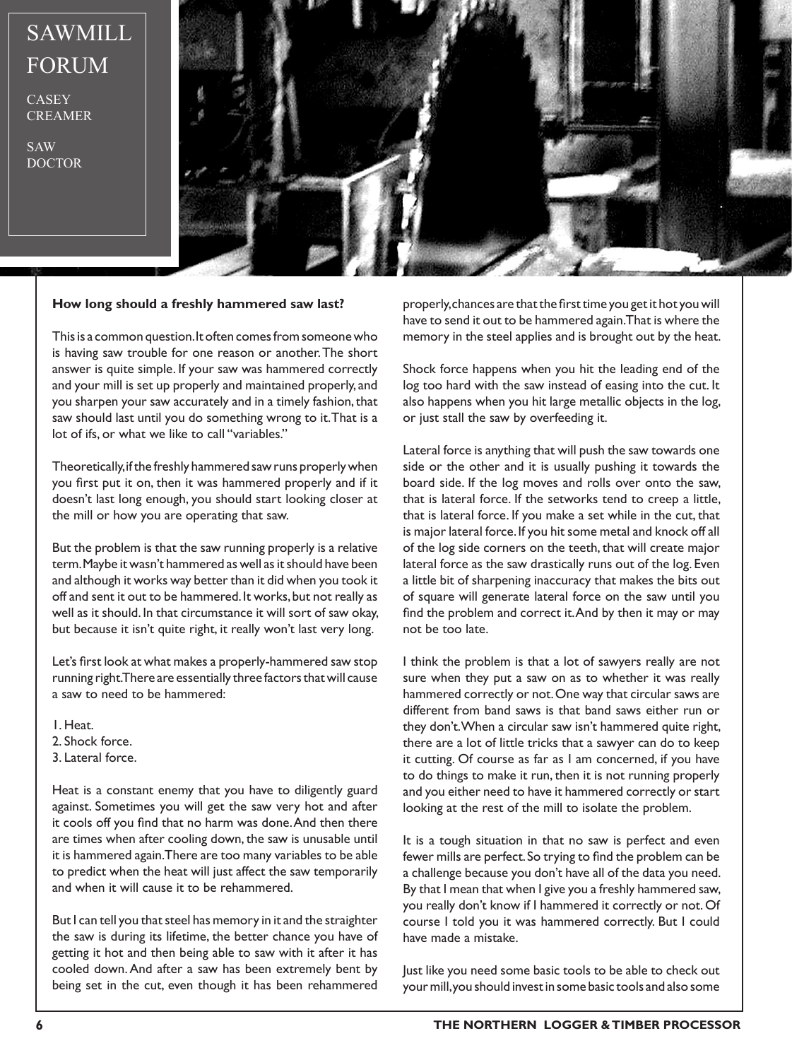# SAWMILL FORUM

CASEY CREAMER

SAW DOCTOR

**How long should a freshly hammered saw last?**

This is a common question. It often comes from someone who is having saw trouble for one reason or another. The short answer is quite simple. If your saw was hammered correctly and your mill is set up properly and maintained properly, and you sharpen your saw accurately and in a timely fashion, that saw should last until you do something wrong to it. That is a lot of ifs, or what we like to call "variables."

Theoretically, if the freshly hammered saw runs properly when you first put it on, then it was hammered properly and if it doesn't last long enough, you should start looking closer at the mill or how you are operating that saw.

But the problem is that the saw running properly is a relative term. Maybe it wasn't hammered as well as it should have been and although it works way better than it did when you took it off and sent it out to be hammered. It works, but not really as well as it should. In that circumstance it will sort of saw okay, but because it isn't quite right, it really won't last very long.

Let's first look at what makes a properly-hammered saw stop running right. There are essentially three factors that will cause a saw to need to be hammered:

1. Heat.
2. Shock force.
3. Lateral force.

Heat is a constant enemy that you have to diligently guard against. Sometimes you will get the saw very hot and after it cools off you find that no harm was done. And then there are times when after cooling down, the saw is unusable until it is hammered again. There are too many variables to be able to predict when the heat will just affect the saw temporarily and when it will cause it to be rehammered.

But I can tell you that steel has memory in it and the straighter the saw is during its lifetime, the better chance you have of getting it hot and then being able to saw with it after it has cooled down. And after a saw has been extremely bent by being set in the cut, even though it has been rehammered properly, chances are that the first time you get it hot you will have to send it out to be hammered again. That is where the memory in the steel applies and is brought out by the heat.

Shock force happens when you hit the leading end of the log too hard with the saw instead of easing into the cut. It also happens when you hit large metallic objects in the log, or just stall the saw by overfeeding it.

Lateral force is anything that will push the saw towards one side or the other and it is usually pushing it towards the board side. If the log moves and rolls over onto the saw, that is lateral force. If the setworks tend to creep a little, that is lateral force. If you make a set while in the cut, that is major lateral force. If you hit some metal and knock off all of the log side corners on the teeth, that will create major lateral force as the saw drastically runs out of the log. Even a little bit of sharpening inaccuracy that makes the bits out of square will generate lateral force on the saw until you find the problem and correct it. And by then it may or may not be too late.

I think the problem is that a lot of sawyers really are not sure when they put a saw on as to whether it was really hammered correctly or not. One way that circular saws are different from band saws is that band saws either run or they don't. When a circular saw isn't hammered quite right, there are a lot of little tricks that a sawyer can do to keep it cutting. Of course as far as I am concerned, if you have to do things to make it run, then it is not running properly and you either need to have it hammered correctly or start looking at the rest of the mill to isolate the problem.

It is a tough situation in that no saw is perfect and even fewer mills are perfect. So trying to find the problem can be a challenge because you don't have all of the data you need. By that I mean that when I give you a freshly hammered saw, you really don't know if I hammered it correctly or not. Of course I told you it was hammered correctly. But I could have made a mistake.

Just like you need some basic tools to be able to check out your mill, you should invest in some basic tools and also some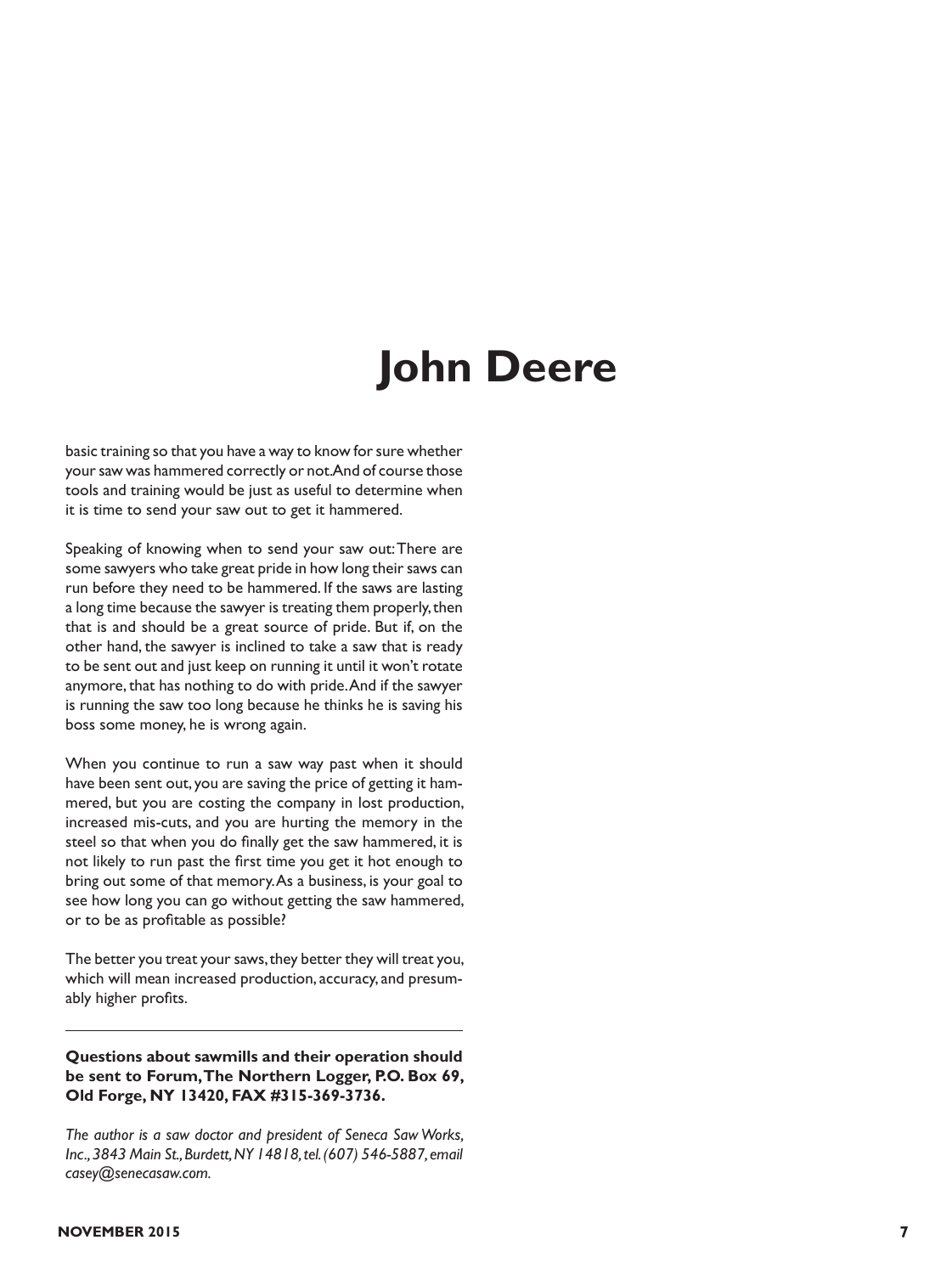# John Deere

basic training so that you have a way to know for sure whether your saw was hammered correctly or not. And of course those tools and training would be just as useful to determine when it is time to send your saw out to get it hammered.

Speaking of knowing when to send your saw out: There are some sawyers who take great pride in how long their saws can run before they need to be hammered. If the saws are lasting a long time because the sawyer is treating them properly, then that is and should be a great source of pride. But if, on the other hand, the sawyer is inclined to take a saw that is ready to be sent out and just keep on running it until it won't rotate anymore, that has nothing to do with pride. And if the sawyer is running the saw too long because he thinks he is saving his boss some money, he is wrong again.

When you continue to run a saw way past when it should have been sent out, you are saving the price of getting it hammered, but you are costing the company in lost production, increased mis-cuts, and you are hurting the memory in the steel so that when you do finally get the saw hammered, it is not likely to run past the first time you get it hot enough to bring out some of that memory. As a business, is your goal to see how long you can go without getting the saw hammered, or to be as profitable as possible?

The better you treat your saws, they better they will treat you, which will mean increased production, accuracy, and presumably higher profits.

---

**Questions about sawmills and their operation should be sent to Forum, The Northern Logger, P.O. Box 69, Old Forge, NY 13420, FAX #315-369-3736.**

*The author is a saw doctor and president of Seneca Saw Works, Inc., 3843 Main St., Burdett, NY 14818, tel. (607) 546-5887, email casey@senecasaw.com.*